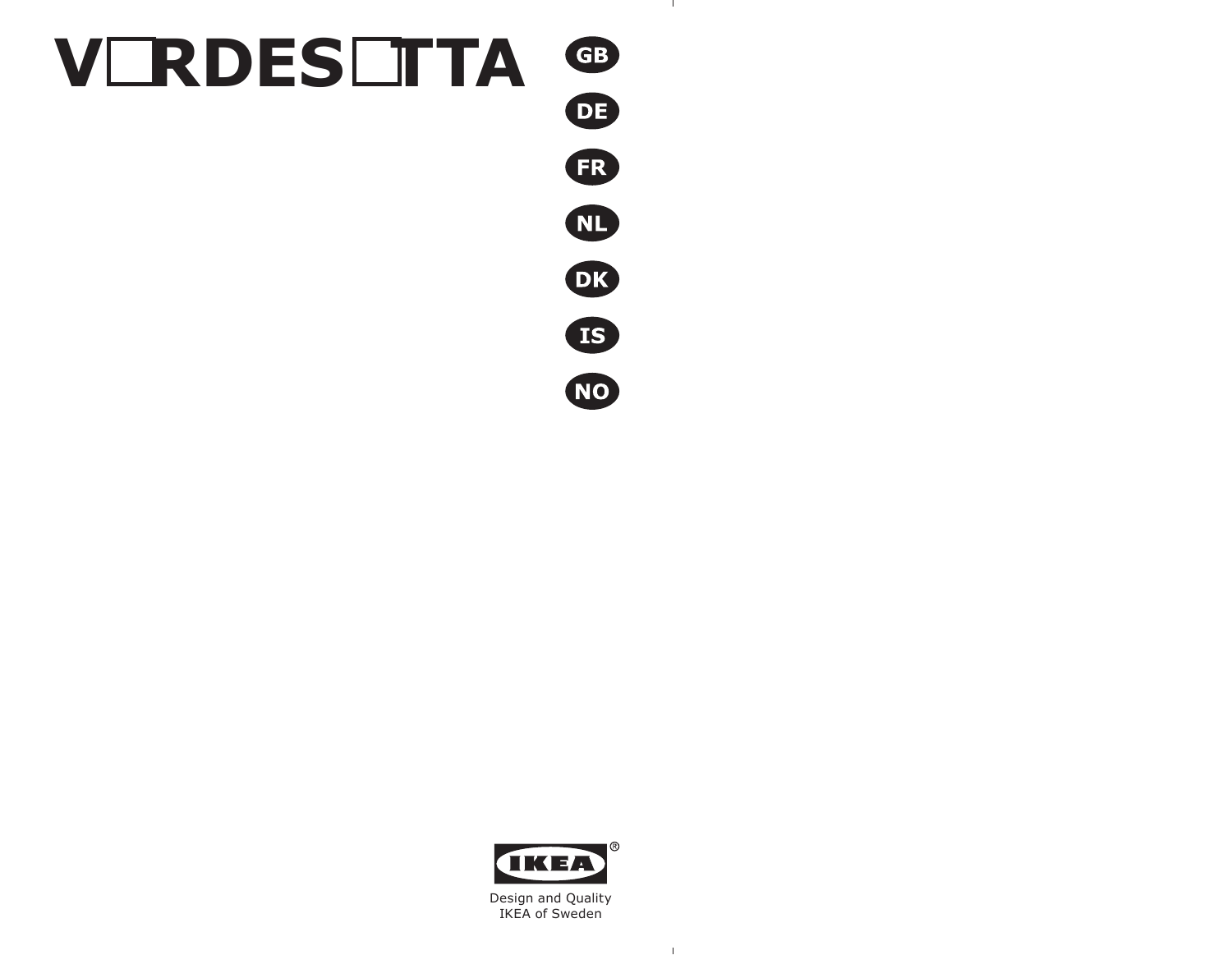# V□RDES□TTA

GB

DE

FR

NL

DK

IS

NO

IKEA®

Design and Quality
IKEA of Sweden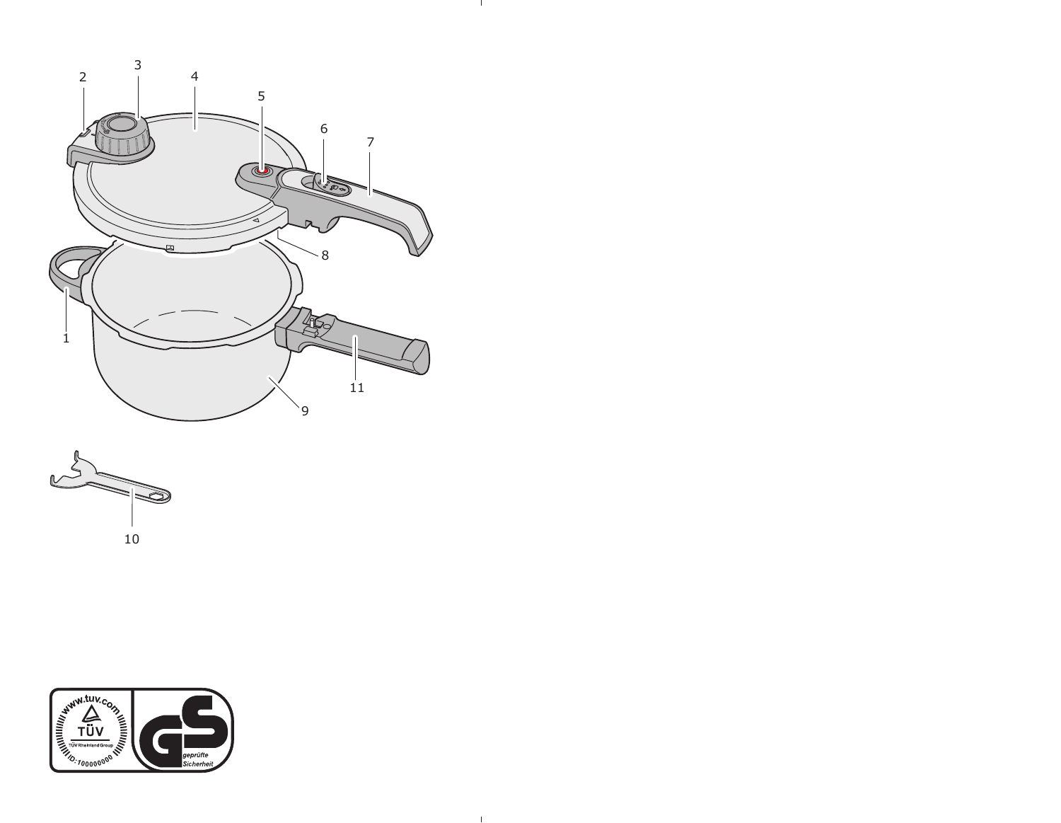2 3 4 5 6 7 8 1 11 9 10

www.tuv.com TÜV TÜV Rheinland Group ID:1000000000

GS geprüfte Sicherheit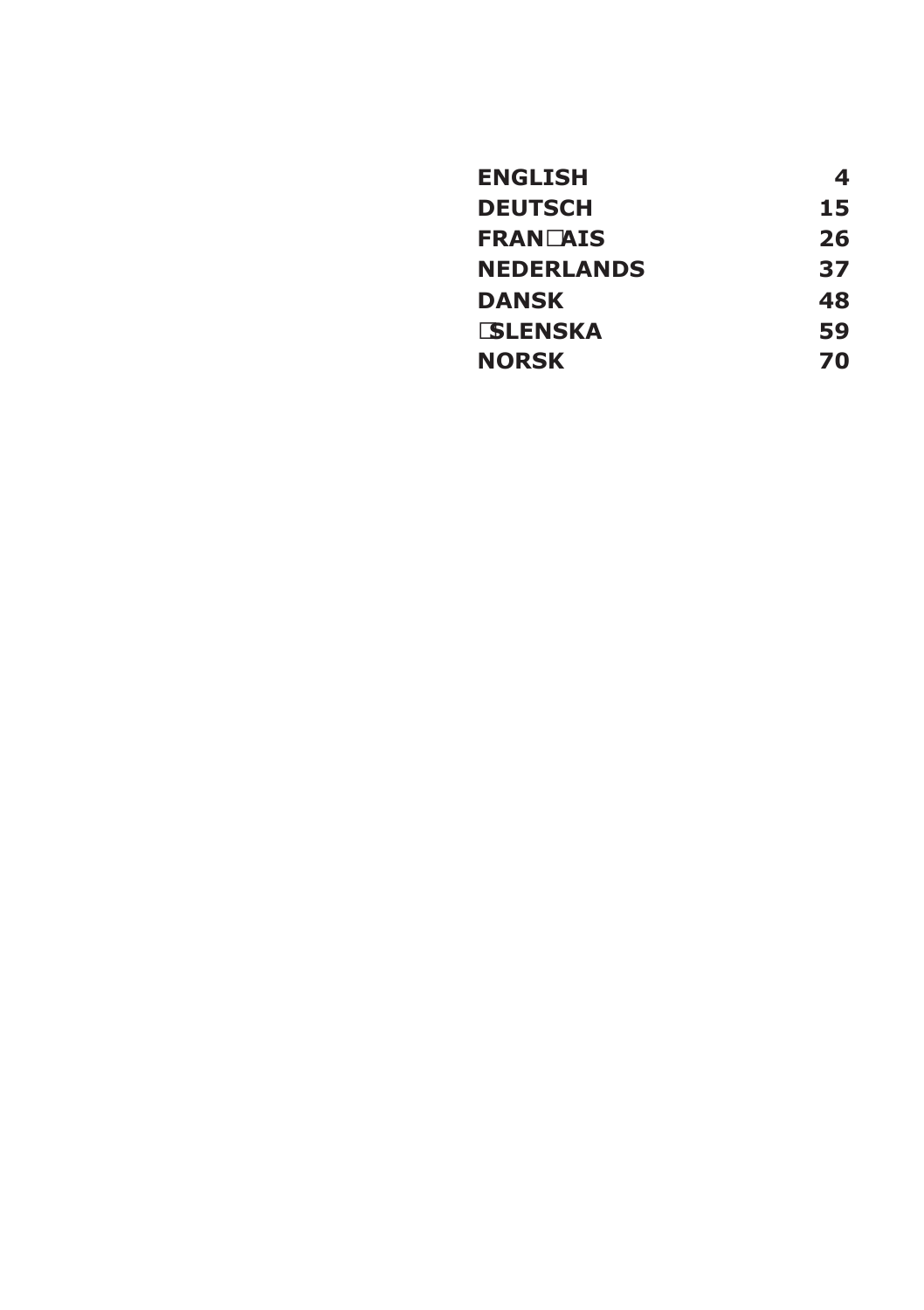| | |
|---|---|
| **ENGLISH** | **4** |
| **DEUTSCH** | **15** |
| **FRANÇAIS** | **26** |
| **NEDERLANDS** | **37** |
| **DANSK** | **48** |
| **ÍSLENSKA** | **59** |
| **NORSK** | **70** |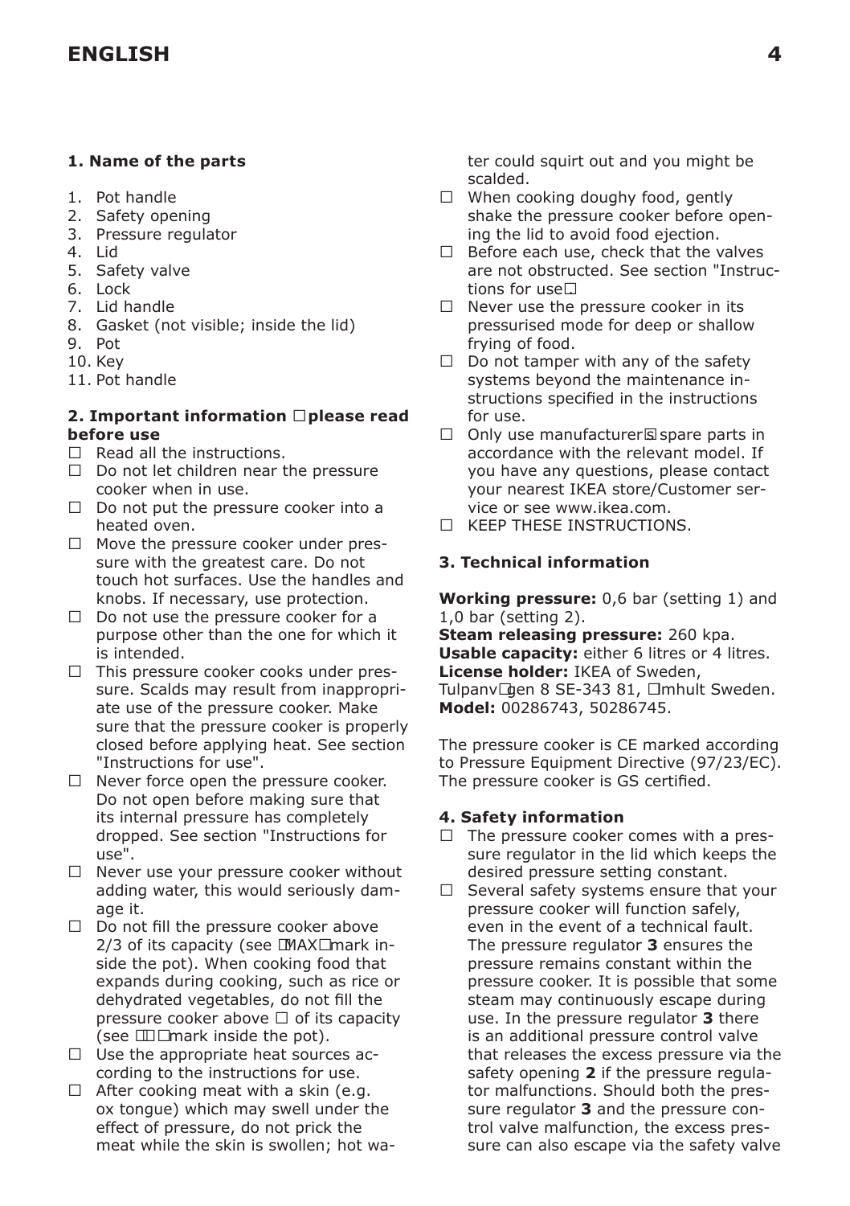## ENGLISH

### 1. Name of the parts

1. Pot handle
2. Safety opening
3. Pressure regulator
4. Lid
5. Safety valve
6. Lock
7. Lid handle
8. Gasket (not visible; inside the lid)
9. Pot
10. Key
11. Pot handle

### 2. Important information □please read before use

- Read all the instructions.
- Do not let children near the pressure cooker when in use.
- Do not put the pressure cooker into a heated oven.
- Move the pressure cooker under pressure with the greatest care. Do not touch hot surfaces. Use the handles and knobs. If necessary, use protection.
- Do not use the pressure cooker for a purpose other than the one for which it is intended.
- This pressure cooker cooks under pressure. Scalds may result from inappropriate use of the pressure cooker. Make sure that the pressure cooker is properly closed before applying heat. See section "Instructions for use".
- Never force open the pressure cooker. Do not open before making sure that its internal pressure has completely dropped. See section "Instructions for use".
- Never use your pressure cooker without adding water, this would seriously damage it.
- Do not fill the pressure cooker above 2/3 of its capacity (see □MAX□mark inside the pot). When cooking food that expands during cooking, such as rice or dehydrated vegetables, do not fill the pressure cooker above □ of its capacity (see □□□mark inside the pot).
- Use the appropriate heat sources according to the instructions for use.
- After cooking meat with a skin (e.g. ox tongue) which may swell under the effect of pressure, do not prick the meat while the skin is swollen; hot water could squirt out and you might be scalded.
- When cooking doughy food, gently shake the pressure cooker before opening the lid to avoid food ejection.
- Before each use, check that the valves are not obstructed. See section "Instructions for use□
- Never use the pressure cooker in its pressurised mode for deep or shallow frying of food.
- Do not tamper with any of the safety systems beyond the maintenance instructions specified in the instructions for use.
- Only use manufacturer□s spare parts in accordance with the relevant model. If you have any questions, please contact your nearest IKEA store/Customer service or see www.ikea.com.
- KEEP THESE INSTRUCTIONS.

### 3. Technical information

**Working pressure:** 0,6 bar (setting 1) and 1,0 bar (setting 2).
**Steam releasing pressure:** 260 kpa.
**Usable capacity:** either 6 litres or 4 litres.
**License holder:** IKEA of Sweden, Tulpanv□gen 8 SE-343 81, □mhult Sweden.
**Model:** 00286743, 50286745.

The pressure cooker is CE marked according to Pressure Equipment Directive (97/23/EC). The pressure cooker is GS certified.

### 4. Safety information

- The pressure cooker comes with a pressure regulator in the lid which keeps the desired pressure setting constant.
- Several safety systems ensure that your pressure cooker will function safely, even in the event of a technical fault. The pressure regulator **3** ensures the pressure remains constant within the pressure cooker. It is possible that some steam may continuously escape during use. In the pressure regulator **3** there is an additional pressure control valve that releases the excess pressure via the safety opening **2** if the pressure regulator malfunctions. Should both the pressure regulator **3** and the pressure control valve malfunction, the excess pressure can also escape via the safety valve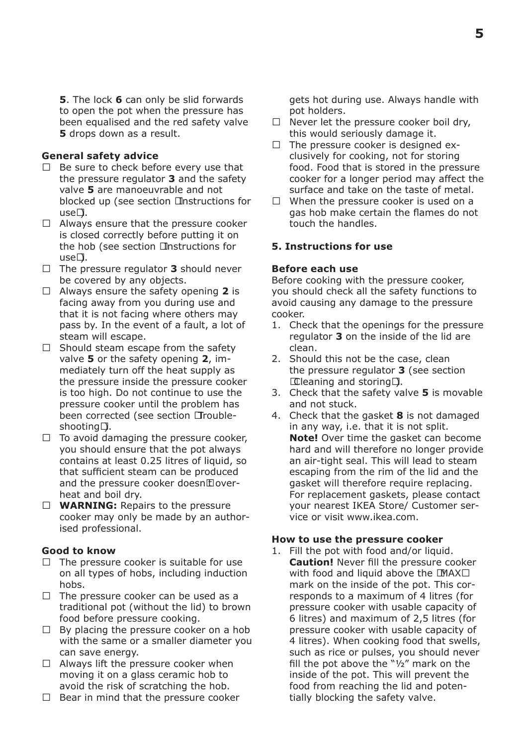**5**. The lock **6** can only be slid forwards to open the pot when the pressure has been equalised and the red safety valve **5** drops down as a result.

**General safety advice**

- Be sure to check before every use that the pressure regulator **3** and the safety valve **5** are manoeuvrable and not blocked up (see section "Instructions for use").
- Always ensure that the pressure cooker is closed correctly before putting it on the hob (see section "Instructions for use").
- The pressure regulator **3** should never be covered by any objects.
- Always ensure the safety opening **2** is facing away from you during use and that it is not facing where others may pass by. In the event of a fault, a lot of steam will escape.
- Should steam escape from the safety valve **5** or the safety opening **2**, immediately turn off the heat supply as the pressure inside the pressure cooker is too high. Do not continue to use the pressure cooker until the problem has been corrected (see section "Troubleshooting").
- To avoid damaging the pressure cooker, you should ensure that the pot always contains at least 0.25 litres of liquid, so that sufficient steam can be produced and the pressure cooker doesn't overheat and boil dry.
- **WARNING:** Repairs to the pressure cooker may only be made by an authorised professional.

**Good to know**

- The pressure cooker is suitable for use on all types of hobs, including induction hobs.
- The pressure cooker can be used as a traditional pot (without the lid) to brown food before pressure cooking.
- By placing the pressure cooker on a hob with the same or a smaller diameter you can save energy.
- Always lift the pressure cooker when moving it on a glass ceramic hob to avoid the risk of scratching the hob.
- Bear in mind that the pressure cooker gets hot during use. Always handle with pot holders.
- Never let the pressure cooker boil dry, this would seriously damage it.
- The pressure cooker is designed exclusively for cooking, not for storing food. Food that is stored in the pressure cooker for a longer period may affect the surface and take on the taste of metal.
- When the pressure cooker is used on a gas hob make certain the flames do not touch the handles.

**5. Instructions for use**

**Before each use**

Before cooking with the pressure cooker, you should check all the safety functions to avoid causing any damage to the pressure cooker.

1. Check that the openings for the pressure regulator **3** on the inside of the lid are clean.
2. Should this not be the case, clean the pressure regulator **3** (see section "Cleaning and storing").
3. Check that the safety valve **5** is movable and not stuck.
4. Check that the gasket **8** is not damaged in any way, i.e. that it is not split.
   **Note!** Over time the gasket can become hard and will therefore no longer provide an air-tight seal. This will lead to steam escaping from the rim of the lid and the gasket will therefore require replacing. For replacement gaskets, please contact your nearest IKEA Store/ Customer service or visit www.ikea.com.

**How to use the pressure cooker**

1. Fill the pot with food and/or liquid.
   **Caution!** Never fill the pressure cooker with food and liquid above the "MAX" mark on the inside of the pot. This corresponds to a maximum of 4 litres (for pressure cooker with usable capacity of 6 litres) and maximum of 2,5 litres (for pressure cooker with usable capacity of 4 litres). When cooking food that swells, such as rice or pulses, you should never fill the pot above the "½" mark on the inside of the pot. This will prevent the food from reaching the lid and potentially blocking the safety valve.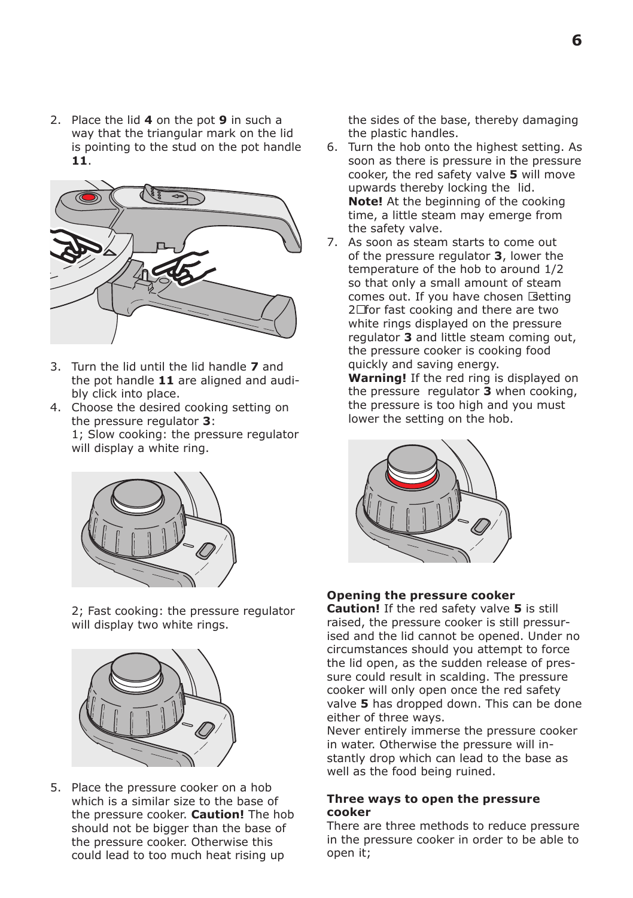2. Place the lid **4** on the pot **9** in such a way that the triangular mark on the lid is pointing to the stud on the pot handle **11**.

3. Turn the lid until the lid handle **7** and the pot handle **11** are aligned and audibly click into place.
4. Choose the desired cooking setting on the pressure regulator **3**:
   1; Slow cooking: the pressure regulator will display a white ring.

   2; Fast cooking: the pressure regulator will display two white rings.

5. Place the pressure cooker on a hob which is a similar size to the base of the pressure cooker. **Caution!** The hob should not be bigger than the base of the pressure cooker. Otherwise this could lead to too much heat rising up the sides of the base, thereby damaging the plastic handles.
6. Turn the hob onto the highest setting. As soon as there is pressure in the pressure cooker, the red safety valve **5** will move upwards thereby locking the lid.
   **Note!** At the beginning of the cooking time, a little steam may emerge from the safety valve.
7. As soon as steam starts to come out of the pressure regulator **3**, lower the temperature of the hob to around 1/2 so that only a small amount of steam comes out. If you have chosen setting 2 for fast cooking and there are two white rings displayed on the pressure regulator **3** and little steam coming out, the pressure cooker is cooking food quickly and saving energy.
   **Warning!** If the red ring is displayed on the pressure regulator **3** when cooking, the pressure is too high and you must lower the setting on the hob.

**Opening the pressure cooker**
**Caution!** If the red safety valve **5** is still raised, the pressure cooker is still pressurised and the lid cannot be opened. Under no circumstances should you attempt to force the lid open, as the sudden release of pressure could result in scalding. The pressure cooker will only open once the red safety valve **5** has dropped down. This can be done either of three ways.
Never entirely immerse the pressure cooker in water. Otherwise the pressure will instantly drop which can lead to the base as well as the food being ruined.

**Three ways to open the pressure cooker**
There are three methods to reduce pressure in the pressure cooker in order to be able to open it;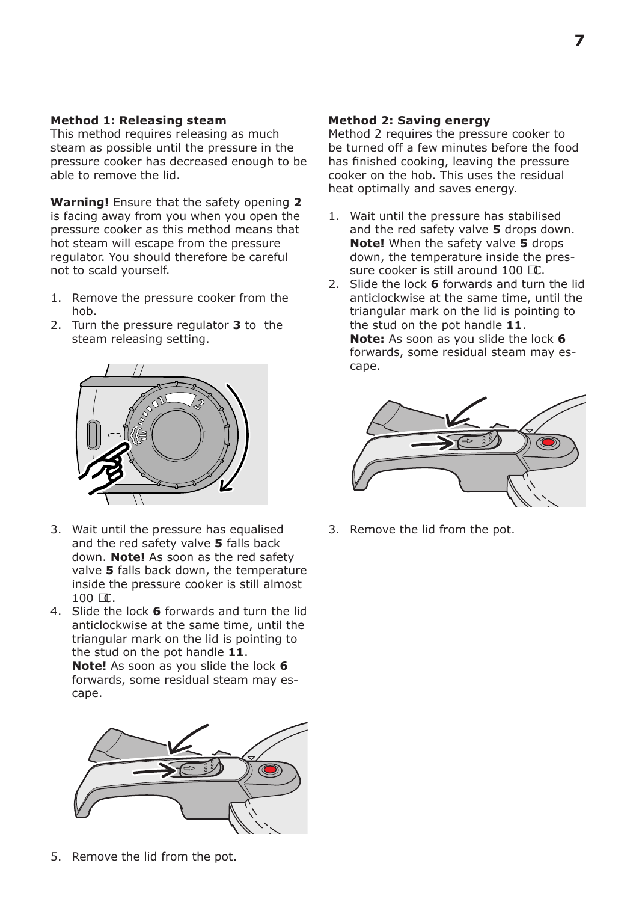**Method 1: Releasing steam**

This method requires releasing as much steam as possible until the pressure in the pressure cooker has decreased enough to be able to remove the lid.

**Warning!** Ensure that the safety opening **2** is facing away from you when you open the pressure cooker as this method means that hot steam will escape from the pressure regulator. You should therefore be careful not to scald yourself.

1. Remove the pressure cooker from the hob.
2. Turn the pressure regulator **3** to the steam releasing setting.
3. Wait until the pressure has equalised and the red safety valve **5** falls back down. **Note!** As soon as the red safety valve **5** falls back down, the temperature inside the pressure cooker is still almost 100 °C.
4. Slide the lock **6** forwards and turn the lid anticlockwise at the same time, until the triangular mark on the lid is pointing to the stud on the pot handle **11**.
   **Note!** As soon as you slide the lock **6** forwards, some residual steam may escape.
5. Remove the lid from the pot.

**Method 2: Saving energy**

Method 2 requires the pressure cooker to be turned off a few minutes before the food has finished cooking, leaving the pressure cooker on the hob. This uses the residual heat optimally and saves energy.

1. Wait until the pressure has stabilised and the red safety valve **5** drops down. **Note!** When the safety valve **5** drops down, the temperature inside the pressure cooker is still around 100 °C.
2. Slide the lock **6** forwards and turn the lid anticlockwise at the same time, until the triangular mark on the lid is pointing to the stud on the pot handle **11**.
   **Note:** As soon as you slide the lock **6** forwards, some residual steam may escape.
3. Remove the lid from the pot.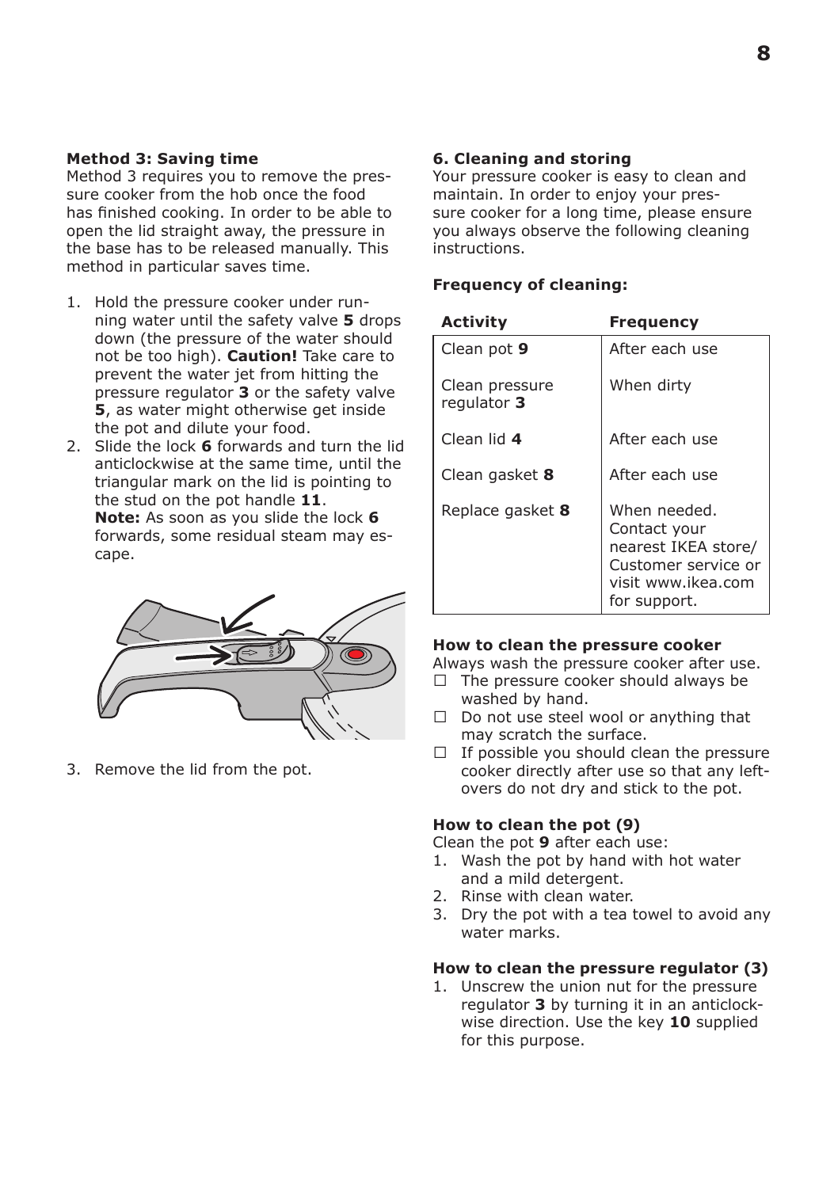**Method 3: Saving time**

Method 3 requires you to remove the pressure cooker from the hob once the food has finished cooking. In order to be able to open the lid straight away, the pressure in the base has to be released manually. This method in particular saves time.

1. Hold the pressure cooker under running water until the safety valve **5** drops down (the pressure of the water should not be too high). **Caution!** Take care to prevent the water jet from hitting the pressure regulator **3** or the safety valve **5**, as water might otherwise get inside the pot and dilute your food.
2. Slide the lock **6** forwards and turn the lid anticlockwise at the same time, until the triangular mark on the lid is pointing to the stud on the pot handle **11**.
   **Note:** As soon as you slide the lock **6** forwards, some residual steam may escape.
3. Remove the lid from the pot.

**6. Cleaning and storing**

Your pressure cooker is easy to clean and maintain. In order to enjoy your pressure cooker for a long time, please ensure you always observe the following cleaning instructions.

**Frequency of cleaning:**

| Activity | Frequency |
|---|---|
| Clean pot **9** | After each use |
| Clean pressure regulator **3** | When dirty |
| Clean lid **4** | After each use |
| Clean gasket **8** | After each use |
| Replace gasket **8** | When needed. Contact your nearest IKEA store/ Customer service or visit www.ikea.com for support. |

**How to clean the pressure cooker**

Always wash the pressure cooker after use.

- The pressure cooker should always be washed by hand.
- Do not use steel wool or anything that may scratch the surface.
- If possible you should clean the pressure cooker directly after use so that any leftovers do not dry and stick to the pot.

**How to clean the pot (9)**

Clean the pot **9** after each use:

1. Wash the pot by hand with hot water and a mild detergent.
2. Rinse with clean water.
3. Dry the pot with a tea towel to avoid any water marks.

**How to clean the pressure regulator (3)**

1. Unscrew the union nut for the pressure regulator **3** by turning it in an anticlockwise direction. Use the key **10** supplied for this purpose.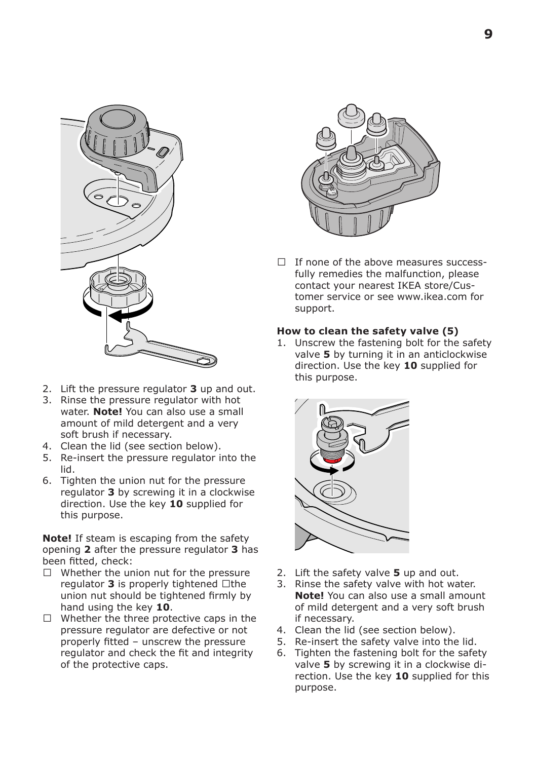2. Lift the pressure regulator **3** up and out.
3. Rinse the pressure regulator with hot water. **Note!** You can also use a small amount of mild detergent and a very soft brush if necessary.
4. Clean the lid (see section below).
5. Re-insert the pressure regulator into the lid.
6. Tighten the union nut for the pressure regulator **3** by screwing it in a clockwise direction. Use the key **10** supplied for this purpose.

**Note!** If steam is escaping from the safety opening **2** after the pressure regulator **3** has been fitted, check:

- ☐ Whether the union nut for the pressure regulator **3** is properly tightened ☐the union nut should be tightened firmly by hand using the key **10**.
- ☐ Whether the three protective caps in the pressure regulator are defective or not properly fitted – unscrew the pressure regulator and check the fit and integrity of the protective caps.

- ☐ If none of the above measures successfully remedies the malfunction, please contact your nearest IKEA store/Customer service or see www.ikea.com for support.

**How to clean the safety valve (5)**

1. Unscrew the fastening bolt for the safety valve **5** by turning it in an anticlockwise direction. Use the key **10** supplied for this purpose.
2. Lift the safety valve **5** up and out.
3. Rinse the safety valve with hot water. **Note!** You can also use a small amount of mild detergent and a very soft brush if necessary.
4. Clean the lid (see section below).
5. Re-insert the safety valve into the lid.
6. Tighten the fastening bolt for the safety valve **5** by screwing it in a clockwise direction. Use the key **10** supplied for this purpose.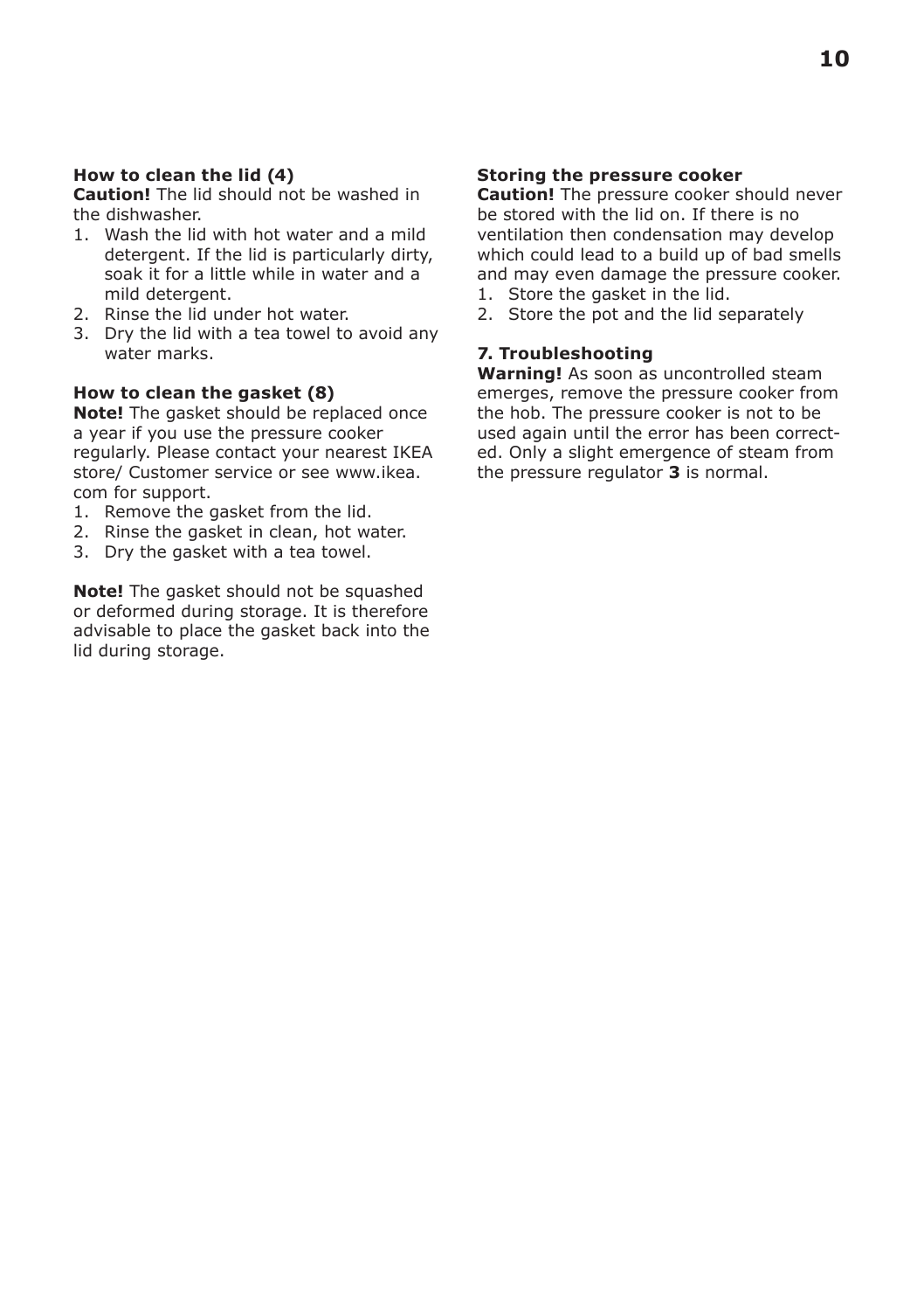### How to clean the lid (4)

**Caution!** The lid should not be washed in the dishwasher.

1. Wash the lid with hot water and a mild detergent. If the lid is particularly dirty, soak it for a little while in water and a mild detergent.
2. Rinse the lid under hot water.
3. Dry the lid with a tea towel to avoid any water marks.

### How to clean the gasket (8)

**Note!** The gasket should be replaced once a year if you use the pressure cooker regularly. Please contact your nearest IKEA store/ Customer service or see www.ikea.com for support.

1. Remove the gasket from the lid.
2. Rinse the gasket in clean, hot water.
3. Dry the gasket with a tea towel.

**Note!** The gasket should not be squashed or deformed during storage. It is therefore advisable to place the gasket back into the lid during storage.

### Storing the pressure cooker

**Caution!** The pressure cooker should never be stored with the lid on. If there is no ventilation then condensation may develop which could lead to a build up of bad smells and may even damage the pressure cooker.

1. Store the gasket in the lid.
2. Store the pot and the lid separately

## 7. Troubleshooting

**Warning!** As soon as uncontrolled steam emerges, remove the pressure cooker from the hob. The pressure cooker is not to be used again until the error has been corrected. Only a slight emergence of steam from the pressure regulator **3** is normal.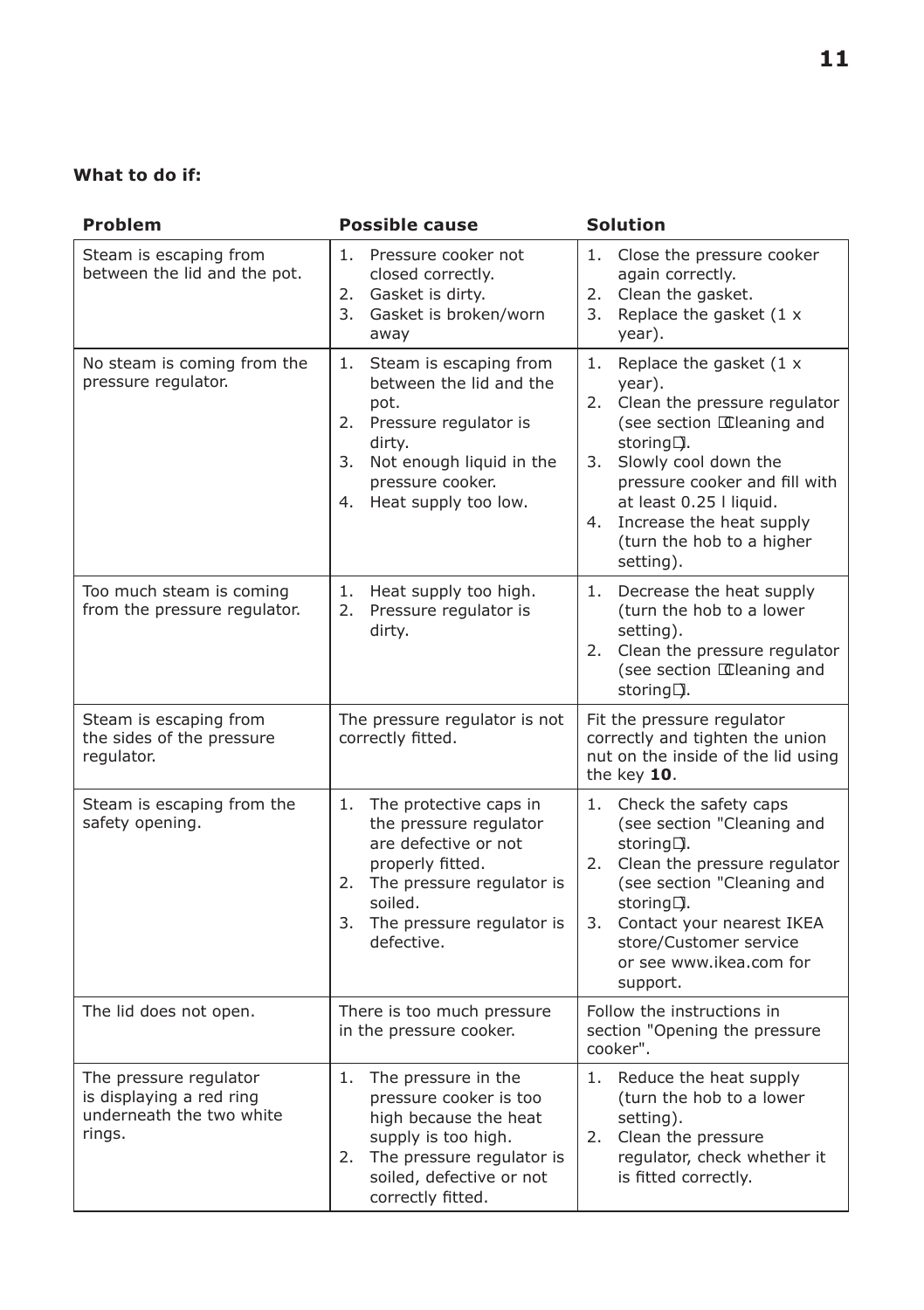**What to do if:**

| Problem | Possible cause | Solution |
| --- | --- | --- |
| Steam is escaping from between the lid and the pot. | 1. Pressure cooker not closed correctly.<br>2. Gasket is dirty.<br>3. Gasket is broken/worn away | 1. Close the pressure cooker again correctly.<br>2. Clean the gasket.<br>3. Replace the gasket (1 x year). |
| No steam is coming from the pressure regulator. | 1. Steam is escaping from between the lid and the pot.<br>2. Pressure regulator is dirty.<br>3. Not enough liquid in the pressure cooker.<br>4. Heat supply too low. | 1. Replace the gasket (1 x year).<br>2. Clean the pressure regulator (see section "Cleaning and storing").<br>3. Slowly cool down the pressure cooker and fill with at least 0.25 l liquid.<br>4. Increase the heat supply (turn the hob to a higher setting). |
| Too much steam is coming from the pressure regulator. | 1. Heat supply too high.<br>2. Pressure regulator is dirty. | 1. Decrease the heat supply (turn the hob to a lower setting).<br>2. Clean the pressure regulator (see section "Cleaning and storing"). |
| Steam is escaping from the sides of the pressure regulator. | The pressure regulator is not correctly fitted. | Fit the pressure regulator correctly and tighten the union nut on the inside of the lid using the key **10**. |
| Steam is escaping from the safety opening. | 1. The protective caps in the pressure regulator are defective or not properly fitted.<br>2. The pressure regulator is soiled.<br>3. The pressure regulator is defective. | 1. Check the safety caps (see section "Cleaning and storing").<br>2. Clean the pressure regulator (see section "Cleaning and storing").<br>3. Contact your nearest IKEA store/Customer service or see www.ikea.com for support. |
| The lid does not open. | There is too much pressure in the pressure cooker. | Follow the instructions in section "Opening the pressure cooker". |
| The pressure regulator is displaying a red ring underneath the two white rings. | 1. The pressure in the pressure cooker is too high because the heat supply is too high.<br>2. The pressure regulator is soiled, defective or not correctly fitted. | 1. Reduce the heat supply (turn the hob to a lower setting).<br>2. Clean the pressure regulator, check whether it is fitted correctly. |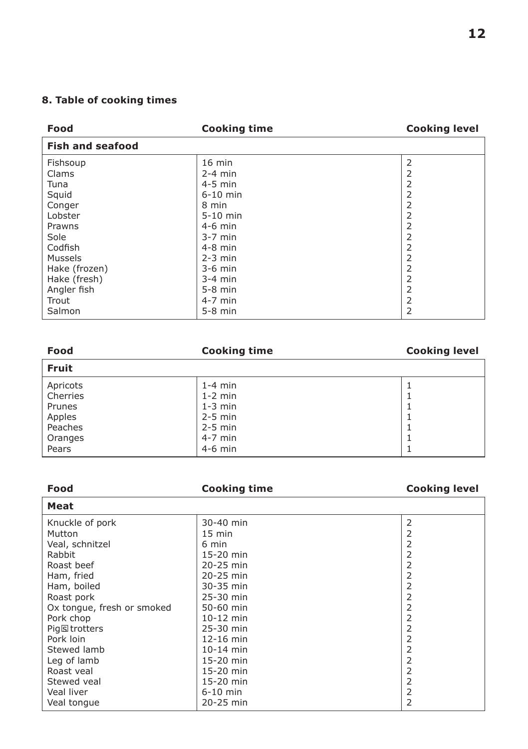## 8. Table of cooking times

| Food | Cooking time | Cooking level |
|---|---|---|
| **Fish and seafood** | | |
| Fishsoup | 16 min | 2 |
| Clams | 2-4 min | 2 |
| Tuna | 4-5 min | 2 |
| Squid | 6-10 min | 2 |
| Conger | 8 min | 2 |
| Lobster | 5-10 min | 2 |
| Prawns | 4-6 min | 2 |
| Sole | 3-7 min | 2 |
| Codfish | 4-8 min | 2 |
| Mussels | 2-3 min | 2 |
| Hake (frozen) | 3-6 min | 2 |
| Hake (fresh) | 3-4 min | 2 |
| Angler fish | 5-8 min | 2 |
| Trout | 4-7 min | 2 |
| Salmon | 5-8 min | 2 |

| Food | Cooking time | Cooking level |
|---|---|---|
| **Fruit** | | |
| Apricots | 1-4 min | 1 |
| Cherries | 1-2 min | 1 |
| Prunes | 1-3 min | 1 |
| Apples | 2-5 min | 1 |
| Peaches | 2-5 min | 1 |
| Oranges | 4-7 min | 1 |
| Pears | 4-6 min | 1 |

| Food | Cooking time | Cooking level |
|---|---|---|
| **Meat** | | |
| Knuckle of pork | 30-40 min | 2 |
| Mutton | 15 min | 2 |
| Veal, schnitzel | 6 min | 2 |
| Rabbit | 15-20 min | 2 |
| Roast beef | 20-25 min | 2 |
| Ham, fried | 20-25 min | 2 |
| Ham, boiled | 30-35 min | 2 |
| Roast pork | 25-30 min | 2 |
| Ox tongue, fresh or smoked | 50-60 min | 2 |
| Pork chop | 10-12 min | 2 |
| Pig trotters | 25-30 min | 2 |
| Pork loin | 12-16 min | 2 |
| Stewed lamb | 10-14 min | 2 |
| Leg of lamb | 15-20 min | 2 |
| Roast veal | 15-20 min | 2 |
| Stewed veal | 15-20 min | 2 |
| Veal liver | 6-10 min | 2 |
| Veal tongue | 20-25 min | 2 |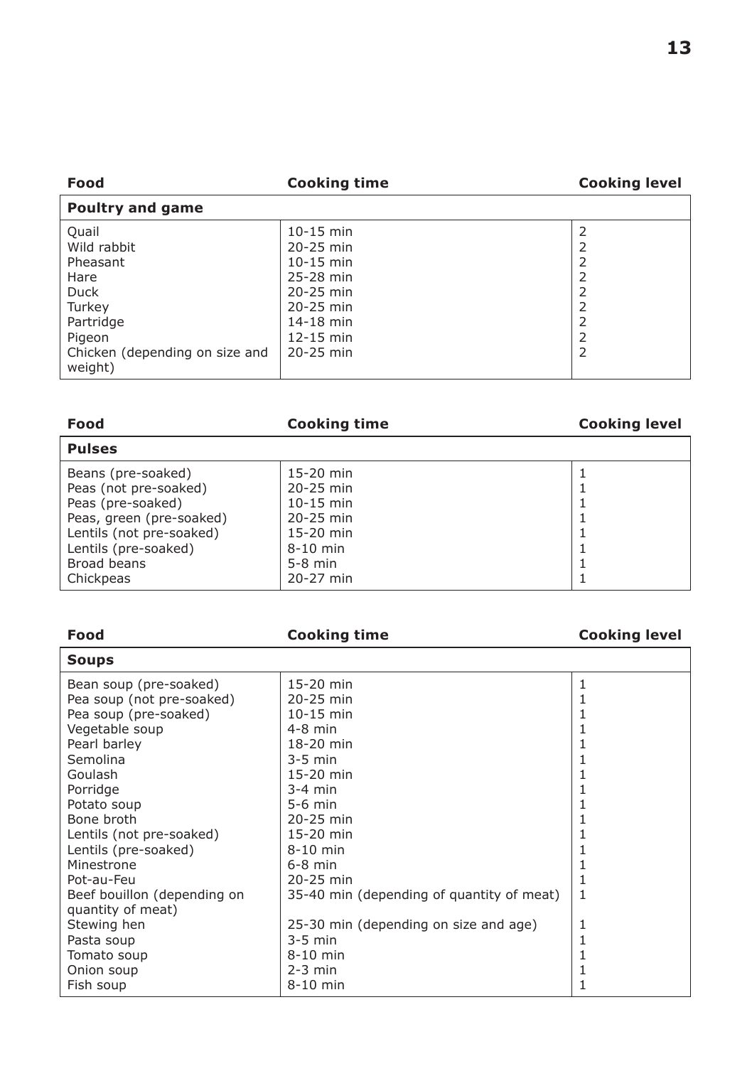| Food | Cooking time | Cooking level |
|---|---|---|
| **Poultry and game** | | |
| Quail | 10-15 min | 2 |
| Wild rabbit | 20-25 min | 2 |
| Pheasant | 10-15 min | 2 |
| Hare | 25-28 min | 2 |
| Duck | 20-25 min | 2 |
| Turkey | 20-25 min | 2 |
| Partridge | 14-18 min | 2 |
| Pigeon | 12-15 min | 2 |
| Chicken (depending on size and weight) | 20-25 min | 2 |

| Food | Cooking time | Cooking level |
|---|---|---|
| **Pulses** | | |
| Beans (pre-soaked) | 15-20 min | 1 |
| Peas (not pre-soaked) | 20-25 min | 1 |
| Peas (pre-soaked) | 10-15 min | 1 |
| Peas, green (pre-soaked) | 20-25 min | 1 |
| Lentils (not pre-soaked) | 15-20 min | 1 |
| Lentils (pre-soaked) | 8-10 min | 1 |
| Broad beans | 5-8 min | 1 |
| Chickpeas | 20-27 min | 1 |

| Food | Cooking time | Cooking level |
|---|---|---|
| **Soups** | | |
| Bean soup (pre-soaked) | 15-20 min | 1 |
| Pea soup (not pre-soaked) | 20-25 min | 1 |
| Pea soup (pre-soaked) | 10-15 min | 1 |
| Vegetable soup | 4-8 min | 1 |
| Pearl barley | 18-20 min | 1 |
| Semolina | 3-5 min | 1 |
| Goulash | 15-20 min | 1 |
| Porridge | 3-4 min | 1 |
| Potato soup | 5-6 min | 1 |
| Bone broth | 20-25 min | 1 |
| Lentils (not pre-soaked) | 15-20 min | 1 |
| Lentils (pre-soaked) | 8-10 min | 1 |
| Minestrone | 6-8 min | 1 |
| Pot-au-Feu | 20-25 min | 1 |
| Beef bouillon (depending on quantity of meat) | 35-40 min (depending of quantity of meat) | 1 |
| Stewing hen | 25-30 min (depending on size and age) | 1 |
| Pasta soup | 3-5 min | 1 |
| Tomato soup | 8-10 min | 1 |
| Onion soup | 2-3 min | 1 |
| Fish soup | 8-10 min | 1 |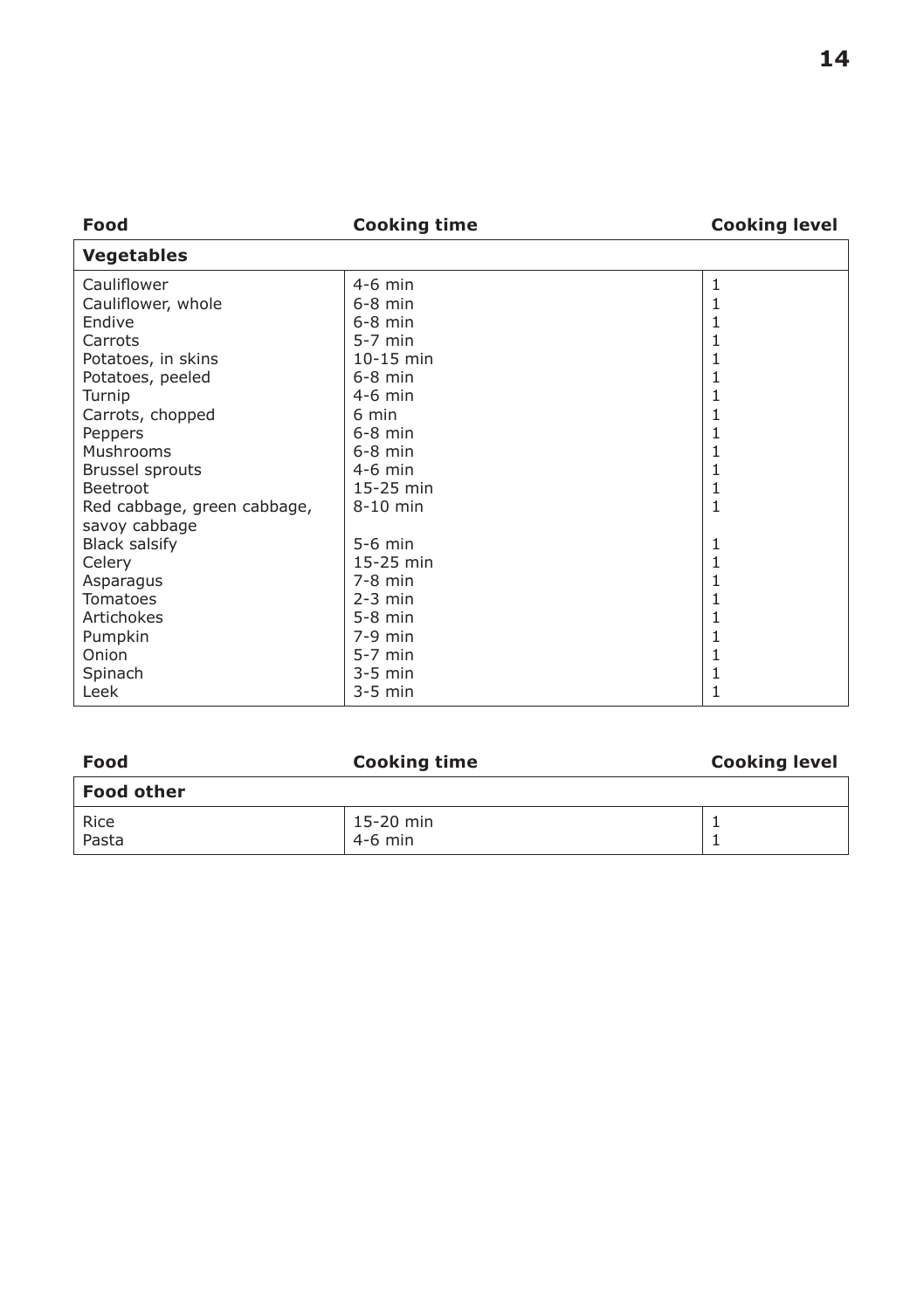| Food | Cooking time | Cooking level |
|---|---|---|
| **Vegetables** | | |
| Cauliflower | 4-6 min | 1 |
| Cauliflower, whole | 6-8 min | 1 |
| Endive | 6-8 min | 1 |
| Carrots | 5-7 min | 1 |
| Potatoes, in skins | 10-15 min | 1 |
| Potatoes, peeled | 6-8 min | 1 |
| Turnip | 4-6 min | 1 |
| Carrots, chopped | 6 min | 1 |
| Peppers | 6-8 min | 1 |
| Mushrooms | 6-8 min | 1 |
| Brussel sprouts | 4-6 min | 1 |
| Beetroot | 15-25 min | 1 |
| Red cabbage, green cabbage, savoy cabbage | 8-10 min | 1 |
| Black salsify | 5-6 min | 1 |
| Celery | 15-25 min | 1 |
| Asparagus | 7-8 min | 1 |
| Tomatoes | 2-3 min | 1 |
| Artichokes | 5-8 min | 1 |
| Pumpkin | 7-9 min | 1 |
| Onion | 5-7 min | 1 |
| Spinach | 3-5 min | 1 |
| Leek | 3-5 min | 1 |

| Food | Cooking time | Cooking level |
|---|---|---|
| **Food other** | | |
| Rice | 15-20 min | 1 |
| Pasta | 4-6 min | 1 |